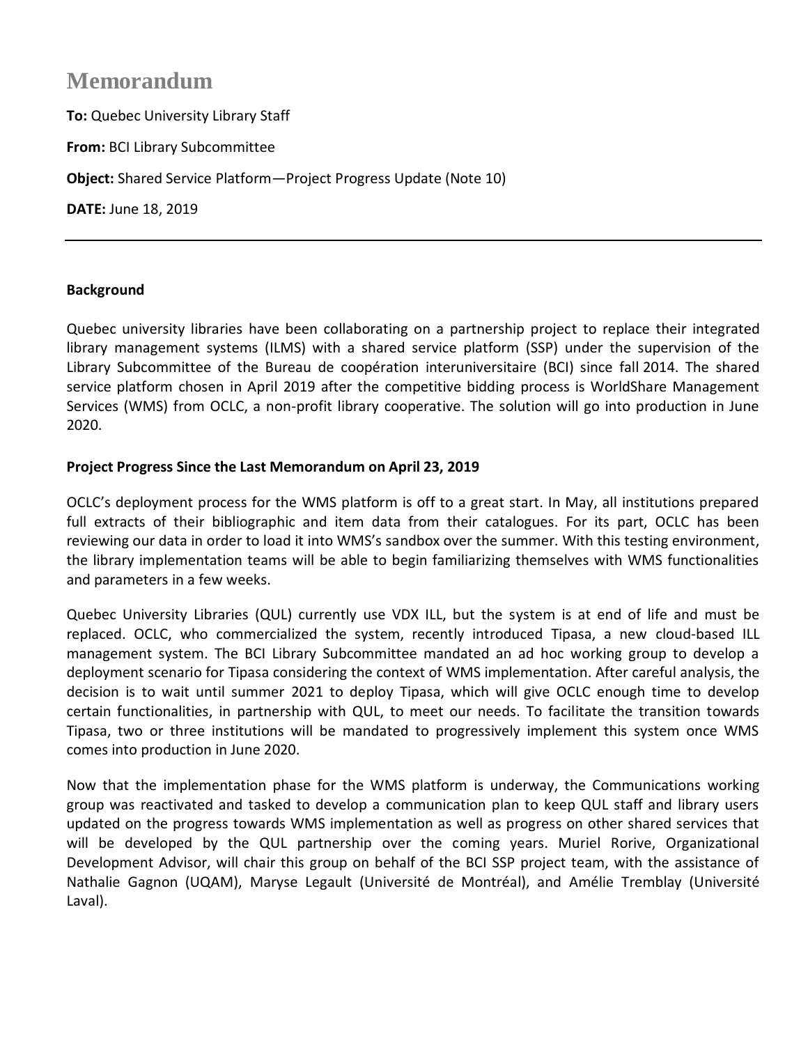# Memorandum

**To:** Quebec University Library Staff

**From:** BCI Library Subcommittee

**Object:** Shared Service Platform—Project Progress Update (Note 10)

**DATE:** June 18, 2019

---

**Background**

Quebec university libraries have been collaborating on a partnership project to replace their integrated library management systems (ILMS) with a shared service platform (SSP) under the supervision of the Library Subcommittee of the Bureau de coopération interuniversitaire (BCI) since fall 2014. The shared service platform chosen in April 2019 after the competitive bidding process is WorldShare Management Services (WMS) from OCLC, a non-profit library cooperative. The solution will go into production in June 2020.

**Project Progress Since the Last Memorandum on April 23, 2019**

OCLC's deployment process for the WMS platform is off to a great start. In May, all institutions prepared full extracts of their bibliographic and item data from their catalogues. For its part, OCLC has been reviewing our data in order to load it into WMS's sandbox over the summer. With this testing environment, the library implementation teams will be able to begin familiarizing themselves with WMS functionalities and parameters in a few weeks.

Quebec University Libraries (QUL) currently use VDX ILL, but the system is at end of life and must be replaced. OCLC, who commercialized the system, recently introduced Tipasa, a new cloud-based ILL management system. The BCI Library Subcommittee mandated an ad hoc working group to develop a deployment scenario for Tipasa considering the context of WMS implementation. After careful analysis, the decision is to wait until summer 2021 to deploy Tipasa, which will give OCLC enough time to develop certain functionalities, in partnership with QUL, to meet our needs. To facilitate the transition towards Tipasa, two or three institutions will be mandated to progressively implement this system once WMS comes into production in June 2020.

Now that the implementation phase for the WMS platform is underway, the Communications working group was reactivated and tasked to develop a communication plan to keep QUL staff and library users updated on the progress towards WMS implementation as well as progress on other shared services that will be developed by the QUL partnership over the coming years. Muriel Rorive, Organizational Development Advisor, will chair this group on behalf of the BCI SSP project team, with the assistance of Nathalie Gagnon (UQAM), Maryse Legault (Université de Montréal), and Amélie Tremblay (Université Laval).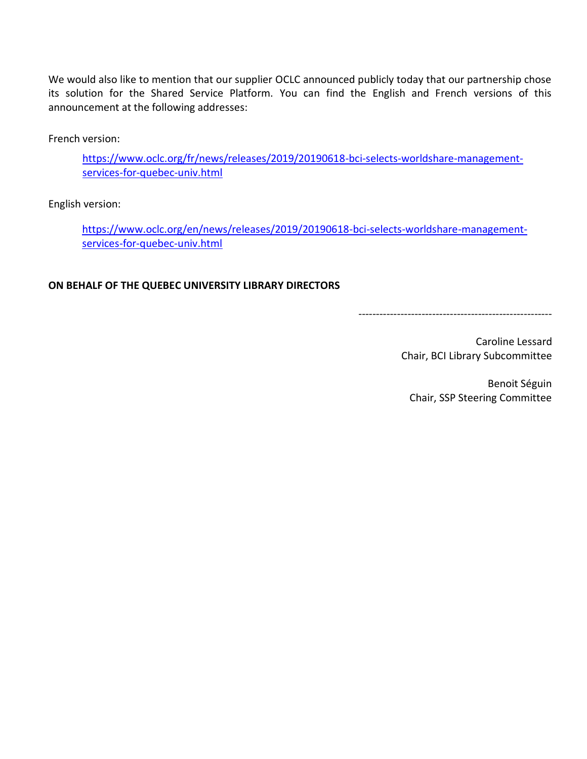We would also like to mention that our supplier OCLC announced publicly today that our partnership chose its solution for the Shared Service Platform. You can find the English and French versions of this announcement at the following addresses:

French version:

> https://www.oclc.org/fr/news/releases/2019/20190618-bci-selects-worldshare-management-services-for-quebec-univ.html

English version:

> https://www.oclc.org/en/news/releases/2019/20190618-bci-selects-worldshare-management-services-for-quebec-univ.html

**ON BEHALF OF THE QUEBEC UNIVERSITY LIBRARY DIRECTORS**

-------------------------------------------------------

Caroline Lessard
Chair, BCI Library Subcommittee

Benoit Séguin
Chair, SSP Steering Committee